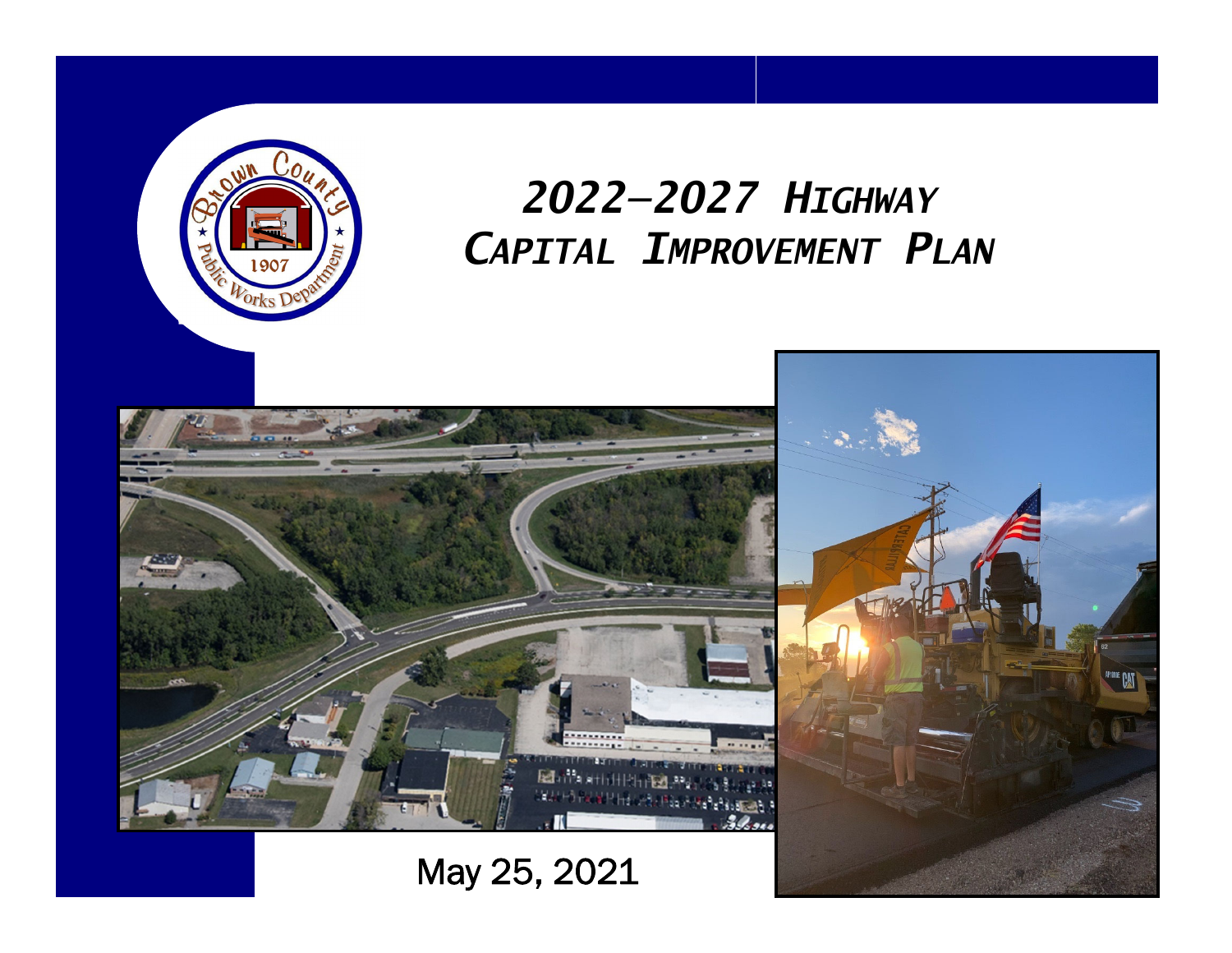# 2022–2027 Highway Capital Improvement Plan

May 25, 2021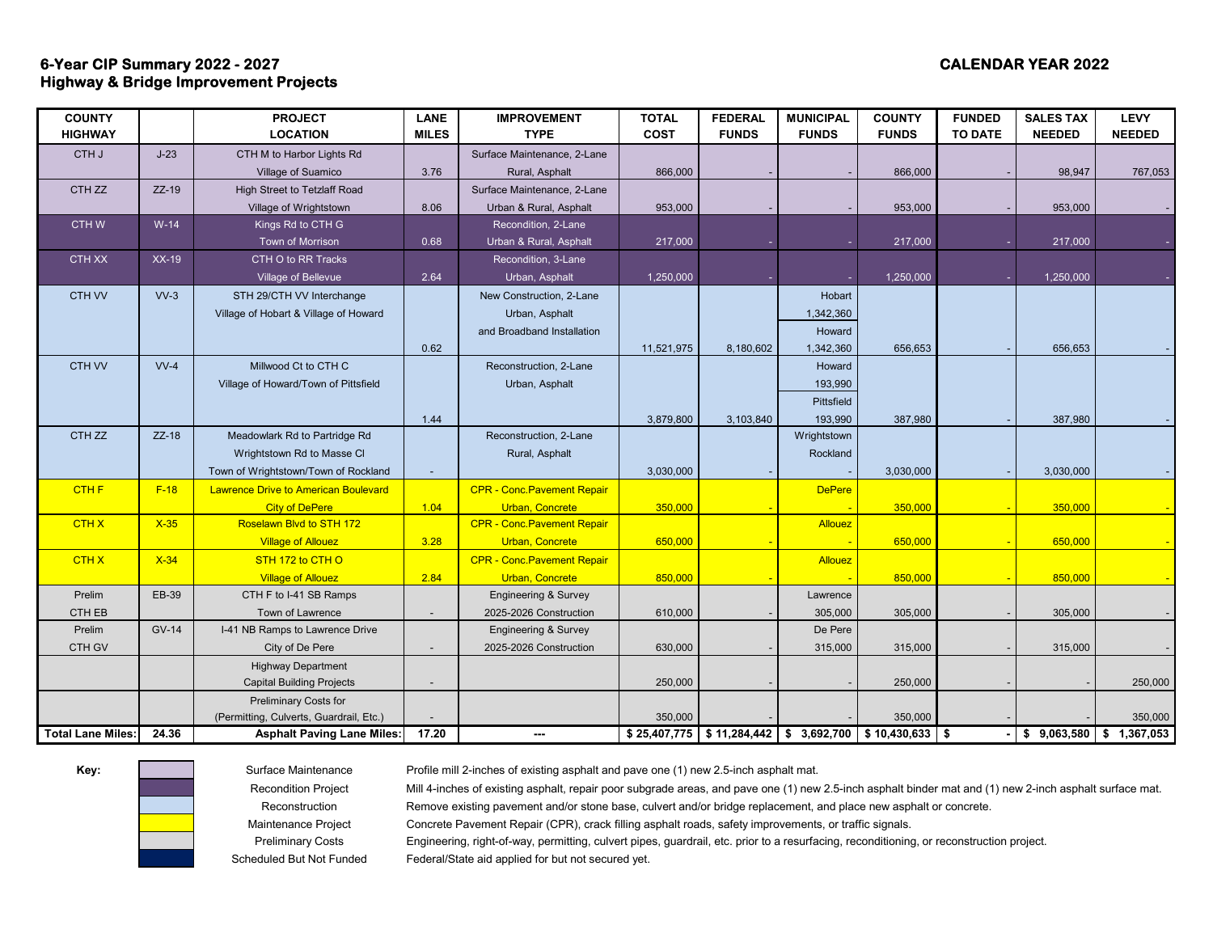**6-Year CIP Summary 2022 - 2027**
**Highway & Bridge Improvement Projects**

**CALENDAR YEAR 2022**

| COUNTY HIGHWAY | | PROJECT LOCATION | LANE MILES | IMPROVEMENT TYPE | TOTAL COST | FEDERAL FUNDS | MUNICIPAL FUNDS | COUNTY FUNDS | FUNDED TO DATE | SALES TAX NEEDED | LEVY NEEDED |
|---|---|---|---|---|---|---|---|---|---|---|---|
| CTH J | J-23 | CTH M to Harbor Lights Rd Village of Suamico | 3.76 | Surface Maintenance, 2-Lane Rural, Asphalt | 866,000 | - | - | 866,000 | - | 98,947 | 767,053 |
| CTH ZZ | ZZ-19 | High Street to Tetzlaff Road Village of Wrightstown | 8.06 | Surface Maintenance, 2-Lane Urban & Rural, Asphalt | 953,000 | - | - | 953,000 | - | 953,000 | - |
| CTH W | W-14 | Kings Rd to CTH G Town of Morrison | 0.68 | Recondition, 2-Lane Urban & Rural, Asphalt | 217,000 | - | - | 217,000 | - | 217,000 | - |
| CTH XX | XX-19 | CTH O to RR Tracks Village of Bellevue | 2.64 | Recondition, 3-Lane Urban, Asphalt | 1,250,000 | - | - | 1,250,000 | - | 1,250,000 | - |
| CTH VV | VV-3 | STH 29/CTH VV Interchange Village of Hobart & Village of Howard | 0.62 | New Construction, 2-Lane Urban, Asphalt and Broadband Installation | 11,521,975 | 8,180,602 | Hobart 1,342,360 Howard 1,342,360 | 656,653 | - | 656,653 | - |
| CTH VV | VV-4 | Millwood Ct to CTH C Village of Howard/Town of Pittsfield | 1.44 | Reconstruction, 2-Lane Urban, Asphalt | 3,879,800 | 3,103,840 | Howard 193,990 Pittsfield 193,990 | 387,980 | - | 387,980 | - |
| CTH ZZ | ZZ-18 | Meadowlark Rd to Partridge Rd Wrightstown Rd to Masse Cl Town of Wrightstown/Town of Rockland | - | Reconstruction, 2-Lane Rural, Asphalt | 3,030,000 | - | Wrightstown Rockland - | 3,030,000 | - | 3,030,000 | - |
| CTH F | F-18 | Lawrence Drive to American Boulevard City of DePere | 1.04 | CPR - Conc.Pavement Repair Urban, Concrete | 350,000 | - | DePere - | 350,000 | - | 350,000 | - |
| CTH X | X-35 | Roselawn Blvd to STH 172 Village of Allouez | 3.28 | CPR - Conc.Pavement Repair Urban, Concrete | 650,000 | - | Allouez - | 650,000 | - | 650,000 | - |
| CTH X | X-34 | STH 172 to CTH O Village of Allouez | 2.84 | CPR - Conc.Pavement Repair Urban, Concrete | 850,000 | - | Allouez - | 850,000 | - | 850,000 | - |
| Prelim CTH EB | EB-39 | CTH F to I-41 SB Ramps Town of Lawrence | - | Engineering & Survey 2025-2026 Construction | 610,000 | - | Lawrence 305,000 | 305,000 | - | 305,000 | - |
| Prelim CTH GV | GV-14 | I-41 NB Ramps to Lawrence Drive City of De Pere | - | Engineering & Survey 2025-2026 Construction | 630,000 | - | De Pere 315,000 | 315,000 | - | 315,000 | - |
| | | Highway Department Capital Building Projects | - | | 250,000 | - | - | 250,000 | - | - | 250,000 |
| | | Preliminary Costs for (Permitting, Culverts, Guardrail, Etc.) | - | | 350,000 | - | - | 350,000 | - | - | 350,000 |
| **Total Lane Miles:** | **24.36** | **Asphalt Paving Lane Miles:** | **17.20** | **---** | **$ 25,407,775** | **$ 11,284,442** | **$ 3,692,700** | **$ 10,430,633** | **$ -** | **$ 9,063,580** | **$ 1,367,053** |

**Key:**

| Key | Description |
|---|---|
| Surface Maintenance | Profile mill 2-inches of existing asphalt and pave one (1) new 2.5-inch asphalt mat. |
| Recondition Project | Mill 4-inches of existing asphalt, repair poor subgrade areas, and pave one (1) new 2.5-inch asphalt binder mat and (1) new 2-inch asphalt surface mat. |
| Reconstruction | Remove existing pavement and/or stone base, culvert and/or bridge replacement, and place new asphalt or concrete. |
| Maintenance Project | Concrete Pavement Repair (CPR), crack filling asphalt roads, safety improvements, or traffic signals. |
| Preliminary Costs | Engineering, right-of-way, permitting, culvert pipes, guardrail, etc. prior to a resurfacing, reconditioning, or reconstruction project. |
| Scheduled But Not Funded | Federal/State aid applied for but not secured yet. |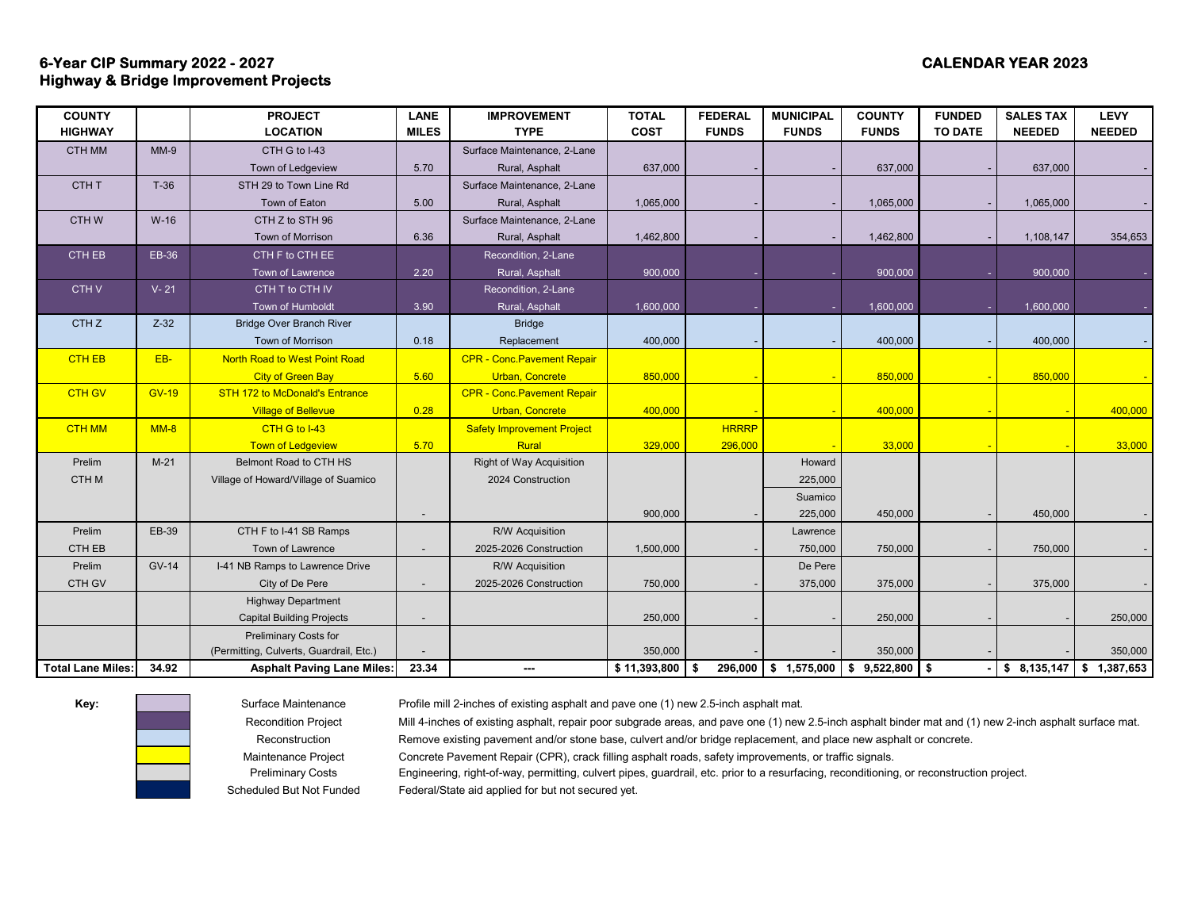**6-Year CIP Summary 2022 - 2027**
**Highway & Bridge Improvement Projects**

**CALENDAR YEAR 2023**

| COUNTY HIGHWAY | | PROJECT LOCATION | LANE MILES | IMPROVEMENT TYPE | TOTAL COST | FEDERAL FUNDS | MUNICIPAL FUNDS | COUNTY FUNDS | FUNDED TO DATE | SALES TAX NEEDED | LEVY NEEDED |
|---|---|---|---|---|---|---|---|---|---|---|---|
| CTH MM | MM-9 | CTH G to I-43<br>Town of Ledgeview | 5.70 | Surface Maintenance, 2-Lane<br>Rural, Asphalt | 637,000 | - | - | 637,000 | - | 637,000 | - |
| CTH T | T-36 | STH 29 to Town Line Rd<br>Town of Eaton | 5.00 | Surface Maintenance, 2-Lane<br>Rural, Asphalt | 1,065,000 | - | - | 1,065,000 | - | 1,065,000 | - |
| CTH W | W-16 | CTH Z to STH 96<br>Town of Morrison | 6.36 | Surface Maintenance, 2-Lane<br>Rural, Asphalt | 1,462,800 | - | - | 1,462,800 | - | 1,108,147 | 354,653 |
| CTH EB | EB-36 | CTH F to CTH EE<br>Town of Lawrence | 2.20 | Recondition, 2-Lane<br>Rural, Asphalt | 900,000 | - | - | 900,000 | - | 900,000 | - |
| CTH V | V- 21 | CTH T to CTH IV<br>Town of Humboldt | 3.90 | Recondition, 2-Lane<br>Rural, Asphalt | 1,600,000 | - | - | 1,600,000 | - | 1,600,000 | - |
| CTH Z | Z-32 | Bridge Over Branch River<br>Town of Morrison | 0.18 | Bridge<br>Replacement | 400,000 | - | - | 400,000 | - | 400,000 | - |
| CTH EB | EB- | North Road to West Point Road<br>City of Green Bay | 5.60 | CPR - Conc.Pavement Repair<br>Urban, Concrete | 850,000 | - | - | 850,000 | - | 850,000 | - |
| CTH GV | GV-19 | STH 172 to McDonald's Entrance<br>Village of Bellevue | 0.28 | CPR - Conc.Pavement Repair<br>Urban, Concrete | 400,000 | - | - | 400,000 | - | - | 400,000 |
| CTH MM | MM-8 | CTH G to I-43<br>Town of Ledgeview | 5.70 | Safety Improvement Project<br>Rural | 329,000 | HRRRP<br>296,000 | - | 33,000 | - | - | 33,000 |
| Prelim<br>CTH M | M-21 | Belmont Road to CTH HS<br>Village of Howard/Village of Suamico | - | Right of Way Acquisition<br>2024 Construction | 900,000 | - | Howard<br>225,000<br>Suamico<br>225,000 | 450,000 | - | 450,000 | - |
| Prelim<br>CTH EB | EB-39 | CTH F to I-41 SB Ramps<br>Town of Lawrence | - | R/W Acquisition<br>2025-2026 Construction | 1,500,000 | - | Lawrence<br>750,000 | 750,000 | - | 750,000 | - |
| Prelim<br>CTH GV | GV-14 | I-41 NB Ramps to Lawrence Drive<br>City of De Pere | - | R/W Acquisition<br>2025-2026 Construction | 750,000 | - | De Pere<br>375,000 | 375,000 | - | 375,000 | - |
| | | Highway Department<br>Capital Building Projects | - | | 250,000 | - | - | 250,000 | - | - | 250,000 |
| | | Preliminary Costs for<br>(Permitting, Culverts, Guardrail, Etc.) | - | | 350,000 | - | - | 350,000 | - | - | 350,000 |
| **Total Lane Miles:** | **34.92** | **Asphalt Paving Lane Miles:** | **23.34** | **---** | **$ 11,393,800** | **$ 296,000** | **$ 1,575,000** | **$ 9,522,800** | **$ -** | **$ 8,135,147** | **$ 1,387,653** |

**Key:**

| Category | Description |
|---|---|
| Surface Maintenance | Profile mill 2-inches of existing asphalt and pave one (1) new 2.5-inch asphalt mat. |
| Recondition Project | Mill 4-inches of existing asphalt, repair poor subgrade areas, and pave one (1) new 2.5-inch asphalt binder mat and (1) new 2-inch asphalt surface mat. |
| Reconstruction | Remove existing pavement and/or stone base, culvert and/or bridge replacement, and place new asphalt or concrete. |
| Maintenance Project | Concrete Pavement Repair (CPR), crack filling asphalt roads, safety improvements, or traffic signals. |
| Preliminary Costs | Engineering, right-of-way, permitting, culvert pipes, guardrail, etc. prior to a resurfacing, reconditioning, or reconstruction project. |
| Scheduled But Not Funded | Federal/State aid applied for but not secured yet. |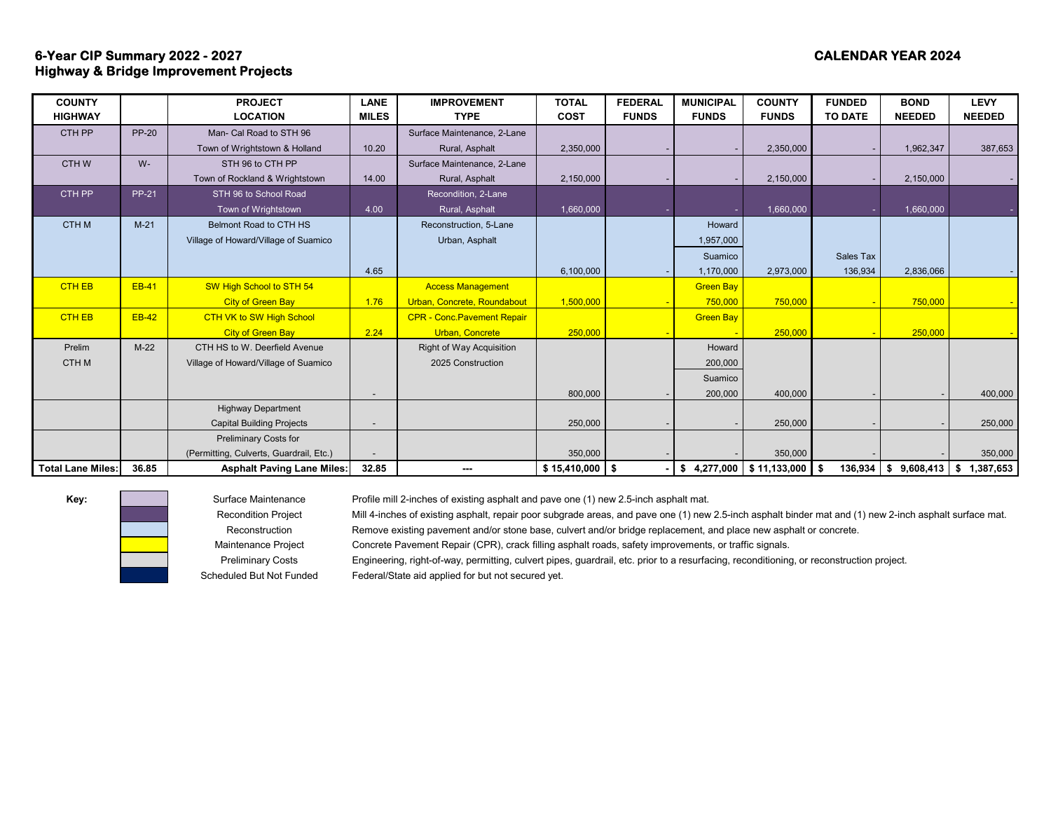**6-Year CIP Summary 2022 - 2027**
**Highway & Bridge Improvement Projects**

**CALENDAR YEAR 2024**

| COUNTY HIGHWAY | | PROJECT LOCATION | LANE MILES | IMPROVEMENT TYPE | TOTAL COST | FEDERAL FUNDS | MUNICIPAL FUNDS | COUNTY FUNDS | FUNDED TO DATE | BOND NEEDED | LEVY NEEDED |
|---|---|---|---|---|---|---|---|---|---|---|---|
| CTH PP | PP-20 | Man- Cal Road to STH 96 Town of Wrightstown & Holland | 10.20 | Surface Maintenance, 2-Lane Rural, Asphalt | 2,350,000 | - | - | 2,350,000 | - | 1,962,347 | 387,653 |
| CTH W | W- | STH 96 to CTH PP Town of Rockland & Wrightstown | 14.00 | Surface Maintenance, 2-Lane Rural, Asphalt | 2,150,000 | - | - | 2,150,000 | - | 2,150,000 | - |
| CTH PP | PP-21 | STH 96 to School Road Town of Wrightstown | 4.00 | Recondition, 2-Lane Rural, Asphalt | 1,660,000 | - | - | 1,660,000 | - | 1,660,000 | - |
| CTH M | M-21 | Belmont Road to CTH HS Village of Howard/Village of Suamico | 4.65 | Reconstruction, 5-Lane Urban, Asphalt | 6,100,000 | - | Howard 1,957,000 Suamico 1,170,000 | 2,973,000 | Sales Tax 136,934 | 2,836,066 | - |
| CTH EB | EB-41 | SW High School to STH 54 City of Green Bay | 1.76 | Access Management Urban, Concrete, Roundabout | 1,500,000 | - | Green Bay 750,000 | 750,000 | - | 750,000 | - |
| CTH EB | EB-42 | CTH VK to SW High School City of Green Bay | 2.24 | CPR - Conc.Pavement Repair Urban, Concrete | 250,000 | - | Green Bay - | 250,000 | - | 250,000 | - |
| Prelim CTH M | M-22 | CTH HS to W. Deerfield Avenue Village of Howard/Village of Suamico | - | Right of Way Acquisition 2025 Construction | 800,000 | - | Howard 200,000 Suamico 200,000 | 400,000 | - | - | 400,000 |
| | | Highway Department Capital Building Projects | - | | 250,000 | - | - | 250,000 | - | - | 250,000 |
| | | Preliminary Costs for (Permitting, Culverts, Guardrail, Etc.) | - | | 350,000 | - | - | 350,000 | - | - | 350,000 |
| **Total Lane Miles:** | **36.85** | **Asphalt Paving Lane Miles:** | **32.85** | **---** | **$ 15,410,000** | **$ -** | **$ 4,277,000** | **$ 11,133,000** | **$ 136,934** | **$ 9,608,413** | **$ 1,387,653** |

**Key:**

| Category | Description |
|---|---|
| Surface Maintenance | Profile mill 2-inches of existing asphalt and pave one (1) new 2.5-inch asphalt mat. |
| Recondition Project | Mill 4-inches of existing asphalt, repair poor subgrade areas, and pave one (1) new 2.5-inch asphalt binder mat and (1) new 2-inch asphalt surface mat. |
| Reconstruction | Remove existing pavement and/or stone base, culvert and/or bridge replacement, and place new asphalt or concrete. |
| Maintenance Project | Concrete Pavement Repair (CPR), crack filling asphalt roads, safety improvements, or traffic signals. |
| Preliminary Costs | Engineering, right-of-way, permitting, culvert pipes, guardrail, etc. prior to a resurfacing, reconditioning, or reconstruction project. |
| Scheduled But Not Funded | Federal/State aid applied for but not secured yet. |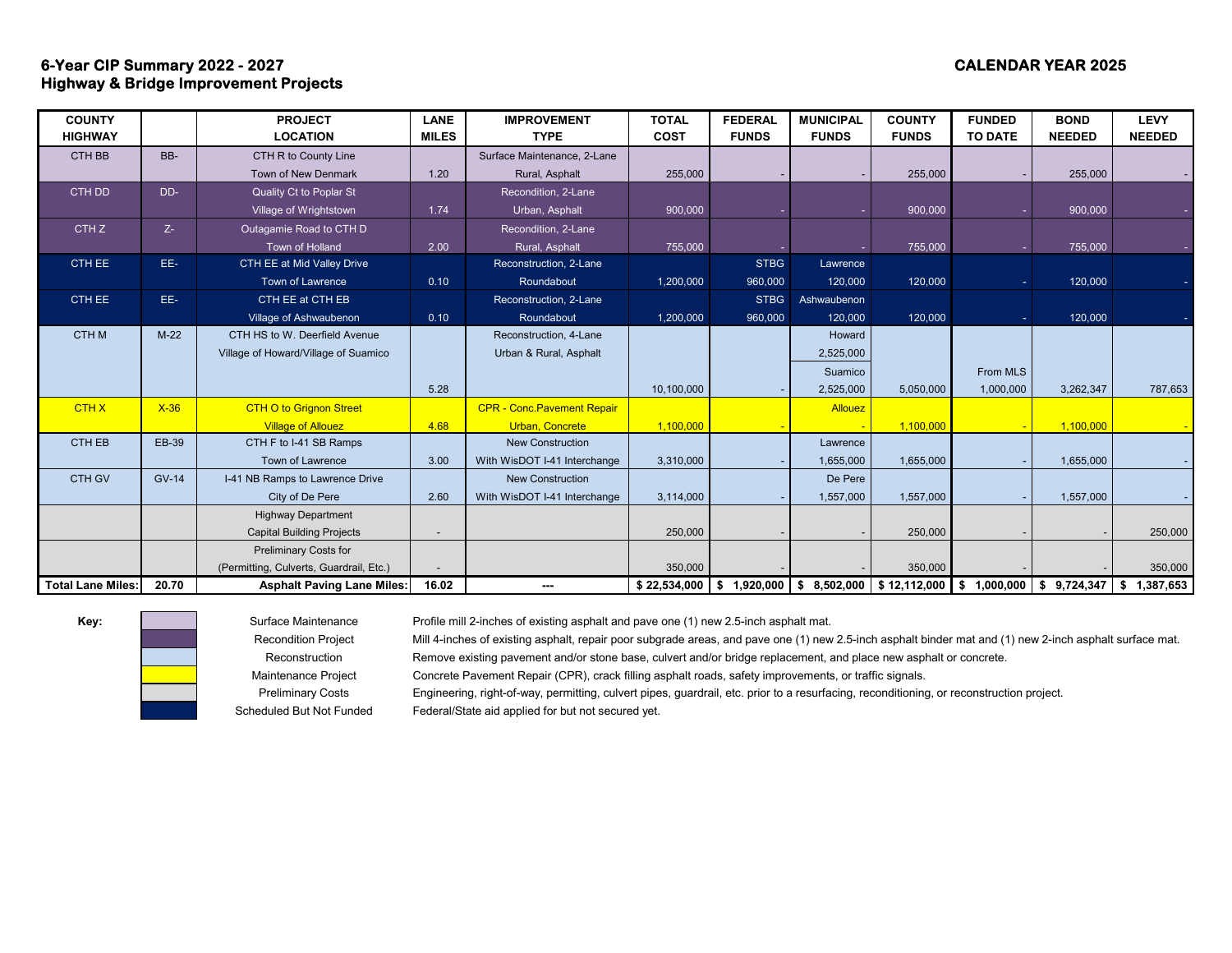## 6-Year CIP Summary 2022 - 2027
## Highway & Bridge Improvement Projects

**CALENDAR YEAR 2025**

| COUNTY HIGHWAY | | PROJECT LOCATION | LANE MILES | IMPROVEMENT TYPE | TOTAL COST | FEDERAL FUNDS | MUNICIPAL FUNDS | COUNTY FUNDS | FUNDED TO DATE | BOND NEEDED | LEVY NEEDED |
|---|---|---|---|---|---|---|---|---|---|---|---|
| CTH BB | BB- | CTH R to County Line<br>Town of New Denmark | 1.20 | Surface Maintenance, 2-Lane<br>Rural, Asphalt | 255,000 | - | - | 255,000 | - | 255,000 | - |
| CTH DD | DD- | Quality Ct to Poplar St<br>Village of Wrightstown | 1.74 | Recondition, 2-Lane<br>Urban, Asphalt | 900,000 | - | - | 900,000 | - | 900,000 | - |
| CTH Z | Z- | Outagamie Road to CTH D<br>Town of Holland | 2.00 | Recondition, 2-Lane<br>Rural, Asphalt | 755,000 | - | - | 755,000 | - | 755,000 | - |
| CTH EE | EE- | CTH EE at Mid Valley Drive<br>Town of Lawrence | 0.10 | Reconstruction, 2-Lane<br>Roundabout | 1,200,000 | STBG<br>960,000 | Lawrence<br>120,000 | 120,000 | - | 120,000 | - |
| CTH EE | EE- | CTH EE at CTH EB<br>Village of Ashwaubenon | 0.10 | Reconstruction, 2-Lane<br>Roundabout | 1,200,000 | STBG<br>960,000 | Ashwaubenon<br>120,000 | 120,000 | - | 120,000 | - |
| CTH M | M-22 | CTH HS to W. Deerfield Avenue<br>Village of Howard/Village of Suamico | 5.28 | Reconstruction, 4-Lane<br>Urban & Rural, Asphalt | 10,100,000 | - | Howard<br>2,525,000<br>Suamico<br>2,525,000 | 5,050,000 | From MLS<br>1,000,000 | 3,262,347 | 787,653 |
| CTH X | X-36 | CTH O to Grignon Street<br>Village of Allouez | 4.68 | CPR - Conc.Pavement Repair<br>Urban, Concrete | 1,100,000 | - | Allouez<br>- | 1,100,000 | - | 1,100,000 | - |
| CTH EB | EB-39 | CTH F to I-41 SB Ramps<br>Town of Lawrence | 3.00 | New Construction<br>With WisDOT I-41 Interchange | 3,310,000 | - | Lawrence<br>1,655,000 | 1,655,000 | - | 1,655,000 | - |
| CTH GV | GV-14 | I-41 NB Ramps to Lawrence Drive<br>City of De Pere | 2.60 | New Construction<br>With WisDOT I-41 Interchange | 3,114,000 | - | De Pere<br>1,557,000 | 1,557,000 | - | 1,557,000 | - |
| | | Highway Department<br>Capital Building Projects | - | | 250,000 | - | - | 250,000 | - | - | 250,000 |
| | | Preliminary Costs for<br>(Permitting, Culverts, Guardrail, Etc.) | - | | 350,000 | - | - | 350,000 | - | - | 350,000 |
| **Total Lane Miles:** | **20.70** | **Asphalt Paving Lane Miles:** | **16.02** | **---** | **$ 22,534,000** | **$ 1,920,000** | **$ 8,502,000** | **$ 12,112,000** | **$ 1,000,000** | **$ 9,724,347** | **$ 1,387,653** |

**Key:**

| Key | Description |
|---|---|
| Surface Maintenance | Profile mill 2-inches of existing asphalt and pave one (1) new 2.5-inch asphalt mat. |
| Recondition Project | Mill 4-inches of existing asphalt, repair poor subgrade areas, and pave one (1) new 2.5-inch asphalt binder mat and (1) new 2-inch asphalt surface mat. |
| Reconstruction | Remove existing pavement and/or stone base, culvert and/or bridge replacement, and place new asphalt or concrete. |
| Maintenance Project | Concrete Pavement Repair (CPR), crack filling asphalt roads, safety improvements, or traffic signals. |
| Preliminary Costs | Engineering, right-of-way, permitting, culvert pipes, guardrail, etc. prior to a resurfacing, reconditioning, or reconstruction project. |
| Scheduled But Not Funded | Federal/State aid applied for but not secured yet. |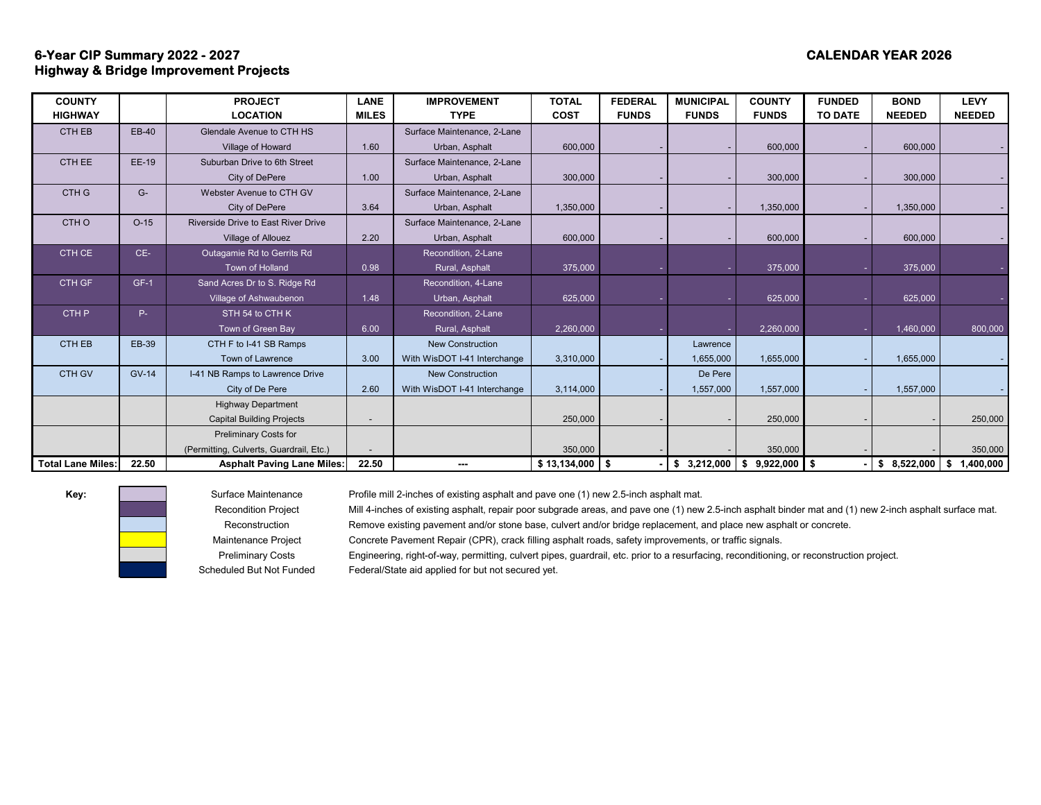**6-Year CIP Summary 2022 - 2027**
**Highway & Bridge Improvement Projects**

**CALENDAR YEAR 2026**

| COUNTY HIGHWAY | | PROJECT LOCATION | LANE MILES | IMPROVEMENT TYPE | TOTAL COST | FEDERAL FUNDS | MUNICIPAL FUNDS | COUNTY FUNDS | FUNDED TO DATE | BOND NEEDED | LEVY NEEDED |
|---|---|---|---|---|---|---|---|---|---|---|---|
| CTH EB | EB-40 | Glendale Avenue to CTH HS Village of Howard | 1.60 | Surface Maintenance, 2-Lane Urban, Asphalt | 600,000 | - | - | 600,000 | - | 600,000 | - |
| CTH EE | EE-19 | Suburban Drive to 6th Street City of DePere | 1.00 | Surface Maintenance, 2-Lane Urban, Asphalt | 300,000 | - | - | 300,000 | - | 300,000 | - |
| CTH G | G- | Webster Avenue to CTH GV City of DePere | 3.64 | Surface Maintenance, 2-Lane Urban, Asphalt | 1,350,000 | - | - | 1,350,000 | - | 1,350,000 | - |
| CTH O | O-15 | Riverside Drive to East River Drive Village of Allouez | 2.20 | Surface Maintenance, 2-Lane Urban, Asphalt | 600,000 | - | - | 600,000 | - | 600,000 | - |
| CTH CE | CE- | Outagamie Rd to Gerrits Rd Town of Holland | 0.98 | Recondition, 2-Lane Rural, Asphalt | 375,000 | - | - | 375,000 | - | 375,000 | - |
| CTH GF | GF-1 | Sand Acres Dr to S. Ridge Rd Village of Ashwaubenon | 1.48 | Recondition, 4-Lane Urban, Asphalt | 625,000 | - | - | 625,000 | - | 625,000 | - |
| CTH P | P- | STH 54 to CTH K Town of Green Bay | 6.00 | Recondition, 2-Lane Rural, Asphalt | 2,260,000 | - | - | 2,260,000 | - | 1,460,000 | 800,000 |
| CTH EB | EB-39 | CTH F to I-41 SB Ramps Town of Lawrence | 3.00 | New Construction With WisDOT I-41 Interchange | 3,310,000 | - | Lawrence 1,655,000 | 1,655,000 | - | 1,655,000 | - |
| CTH GV | GV-14 | I-41 NB Ramps to Lawrence Drive City of De Pere | 2.60 | New Construction With WisDOT I-41 Interchange | 3,114,000 | - | De Pere 1,557,000 | 1,557,000 | - | 1,557,000 | - |
| | | Highway Department Capital Building Projects | - | | 250,000 | - | - | 250,000 | - | - | 250,000 |
| | | Preliminary Costs for (Permitting, Culverts, Guardrail, Etc.) | - | | 350,000 | - | - | 350,000 | - | - | 350,000 |
| **Total Lane Miles:** | **22.50** | **Asphalt Paving Lane Miles:** | **22.50** | **---** | **$ 13,134,000** | **$ -** | **$ 3,212,000** | **$ 9,922,000** | **$ -** | **$ 8,522,000** | **$ 1,400,000** |

**Key:**

| Key | Description |
|---|---|
| Surface Maintenance | Profile mill 2-inches of existing asphalt and pave one (1) new 2.5-inch asphalt mat. |
| Recondition Project | Mill 4-inches of existing asphalt, repair poor subgrade areas, and pave one (1) new 2.5-inch asphalt binder mat and (1) new 2-inch asphalt surface mat. |
| Reconstruction | Remove existing pavement and/or stone base, culvert and/or bridge replacement, and place new asphalt or concrete. |
| Maintenance Project | Concrete Pavement Repair (CPR), crack filling asphalt roads, safety improvements, or traffic signals. |
| Preliminary Costs | Engineering, right-of-way, permitting, culvert pipes, guardrail, etc. prior to a resurfacing, reconditioning, or reconstruction project. |
| Scheduled But Not Funded | Federal/State aid applied for but not secured yet. |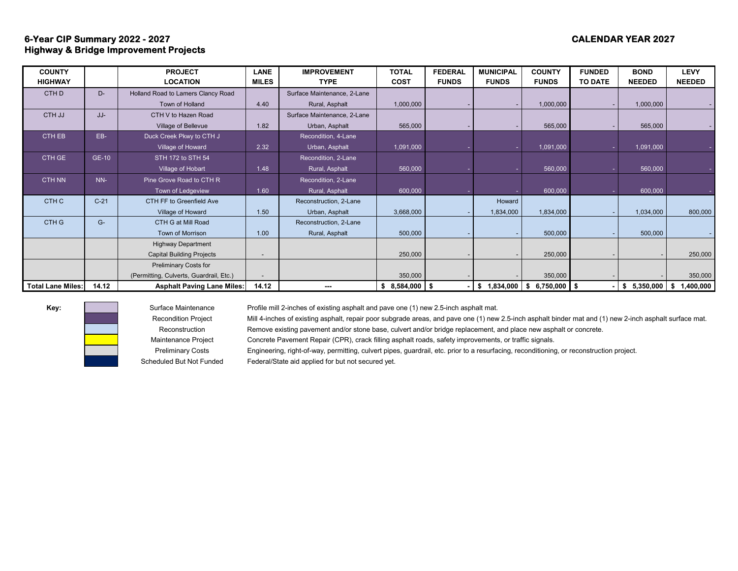# 6-Year CIP Summary 2022 - 2027
## Highway & Bridge Improvement Projects

**CALENDAR YEAR 2027**

| COUNTY HIGHWAY | | PROJECT LOCATION | LANE MILES | IMPROVEMENT TYPE | TOTAL COST | FEDERAL FUNDS | MUNICIPAL FUNDS | COUNTY FUNDS | FUNDED TO DATE | BOND NEEDED | LEVY NEEDED |
|---|---|---|---|---|---|---|---|---|---|---|---|
| CTH D | D- | Holland Road to Lamers Clancy Road Town of Holland | 4.40 | Surface Maintenance, 2-Lane Rural, Asphalt | 1,000,000 | - | - | 1,000,000 | - | 1,000,000 | - |
| CTH JJ | JJ- | CTH V to Hazen Road Village of Bellevue | 1.82 | Surface Maintenance, 2-Lane Urban, Asphalt | 565,000 | - | - | 565,000 | - | 565,000 | - |
| CTH EB | EB- | Duck Creek Pkwy to CTH J Village of Howard | 2.32 | Recondition, 4-Lane Urban, Asphalt | 1,091,000 | - | - | 1,091,000 | - | 1,091,000 | - |
| CTH GE | GE-10 | STH 172 to STH 54 Village of Hobart | 1.48 | Recondition, 2-Lane Rural, Asphalt | 560,000 | - | - | 560,000 | - | 560,000 | - |
| CTH NN | NN- | Pine Grove Road to CTH R Town of Ledgeview | 1.60 | Recondition, 2-Lane Rural, Asphalt | 600,000 | - | - | 600,000 | - | 600,000 | - |
| CTH C | C-21 | CTH FF to Greenfield Ave Village of Howard | 1.50 | Reconstruction, 2-Lane Urban, Asphalt | 3,668,000 | - | Howard 1,834,000 | 1,834,000 | - | 1,034,000 | 800,000 |
| CTH G | G- | CTH G at Mill Road Town of Morrison | 1.00 | Reconstruction, 2-Lane Rural, Asphalt | 500,000 | - | - | 500,000 | - | 500,000 | - |
| | | Highway Department Capital Building Projects | - | | 250,000 | - | - | 250,000 | - | - | 250,000 |
| | | Preliminary Costs for (Permitting, Culverts, Guardrail, Etc.) | - | | 350,000 | - | - | 350,000 | - | - | 350,000 |
| **Total Lane Miles:** | **14.12** | **Asphalt Paving Lane Miles:** | **14.12** | **---** | **$ 8,584,000** | **$ -** | **$ 1,834,000** | **$ 6,750,000** | **$ -** | **$ 5,350,000** | **$ 1,400,000** |

**Key:**

| Category | Description |
|---|---|
| Surface Maintenance | Profile mill 2-inches of existing asphalt and pave one (1) new 2.5-inch asphalt mat. |
| Recondition Project | Mill 4-inches of existing asphalt, repair poor subgrade areas, and pave one (1) new 2.5-inch asphalt binder mat and (1) new 2-inch asphalt surface mat. |
| Reconstruction | Remove existing pavement and/or stone base, culvert and/or bridge replacement, and place new asphalt or concrete. |
| Maintenance Project | Concrete Pavement Repair (CPR), crack filling asphalt roads, safety improvements, or traffic signals. |
| Preliminary Costs | Engineering, right-of-way, permitting, culvert pipes, guardrail, etc. prior to a resurfacing, reconditioning, or reconstruction project. |
| Scheduled But Not Funded | Federal/State aid applied for but not secured yet. |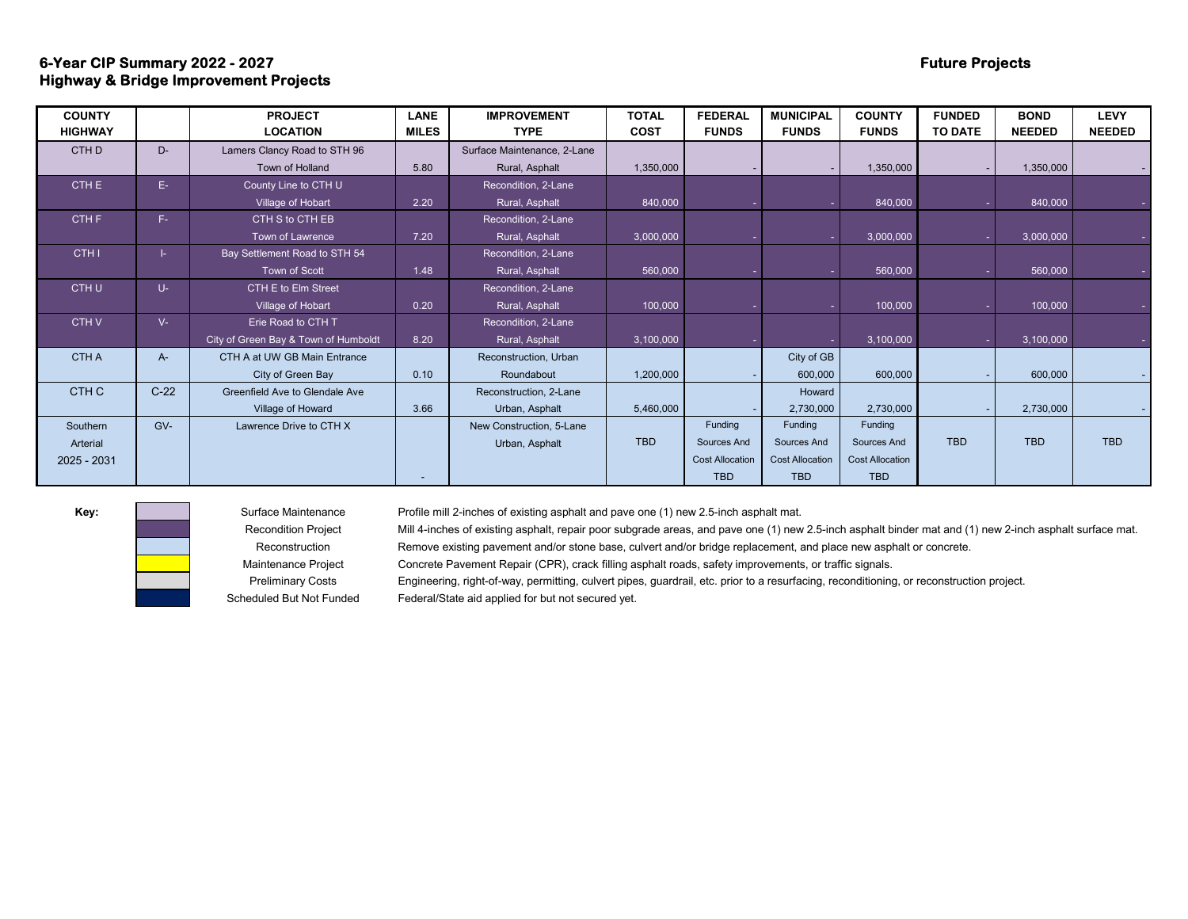**6-Year CIP Summary 2022 - 2027**
**Highway & Bridge Improvement Projects**

**Future Projects**

| COUNTY HIGHWAY | | PROJECT LOCATION | LANE MILES | IMPROVEMENT TYPE | TOTAL COST | FEDERAL FUNDS | MUNICIPAL FUNDS | COUNTY FUNDS | FUNDED TO DATE | BOND NEEDED | LEVY NEEDED |
|---|---|---|---|---|---|---|---|---|---|---|---|
| CTH D | D- | Lamers Clancy Road to STH 96 Town of Holland | 5.80 | Surface Maintenance, 2-Lane Rural, Asphalt | 1,350,000 | - | - | 1,350,000 | - | 1,350,000 | - |
| CTH E | E- | County Line to CTH U Village of Hobart | 2.20 | Recondition, 2-Lane Rural, Asphalt | 840,000 | - | - | 840,000 | - | 840,000 | - |
| CTH F | F- | CTH S to CTH EB Town of Lawrence | 7.20 | Recondition, 2-Lane Rural, Asphalt | 3,000,000 | - | - | 3,000,000 | - | 3,000,000 | - |
| CTH I | I- | Bay Settlement Road to STH 54 Town of Scott | 1.48 | Recondition, 2-Lane Rural, Asphalt | 560,000 | - | - | 560,000 | - | 560,000 | - |
| CTH U | U- | CTH E to Elm Street Village of Hobart | 0.20 | Recondition, 2-Lane Rural, Asphalt | 100,000 | - | - | 100,000 | - | 100,000 | - |
| CTH V | V- | Erie Road to CTH T City of Green Bay & Town of Humboldt | 8.20 | Recondition, 2-Lane Rural, Asphalt | 3,100,000 | - | - | 3,100,000 | - | 3,100,000 | - |
| CTH A | A- | CTH A at UW GB Main Entrance City of Green Bay | 0.10 | Reconstruction, Urban Roundabout | 1,200,000 | - | City of GB 600,000 | 600,000 | - | 600,000 | - |
| CTH C | C-22 | Greenfield Ave to Glendale Ave Village of Howard | 3.66 | Reconstruction, 2-Lane Urban, Asphalt | 5,460,000 | - | Howard 2,730,000 | 2,730,000 | - | 2,730,000 | - |
| Southern Arterial 2025 - 2031 | GV- | Lawrence Drive to CTH X | - | New Construction, 5-Lane Urban, Asphalt | TBD | Funding Sources And Cost Allocation TBD | Funding Sources And Cost Allocation TBD | Funding Sources And Cost Allocation TBD | TBD | TBD | TBD |

**Key:**

| | |
|---|---|
| Surface Maintenance | Profile mill 2-inches of existing asphalt and pave one (1) new 2.5-inch asphalt mat. |
| Recondition Project | Mill 4-inches of existing asphalt, repair poor subgrade areas, and pave one (1) new 2.5-inch asphalt binder mat and (1) new 2-inch asphalt surface mat. |
| Reconstruction | Remove existing pavement and/or stone base, culvert and/or bridge replacement, and place new asphalt or concrete. |
| Maintenance Project | Concrete Pavement Repair (CPR), crack filling asphalt roads, safety improvements, or traffic signals. |
| Preliminary Costs | Engineering, right-of-way, permitting, culvert pipes, guardrail, etc. prior to a resurfacing, reconditioning, or reconstruction project. |
| Scheduled But Not Funded | Federal/State aid applied for but not secured yet. |